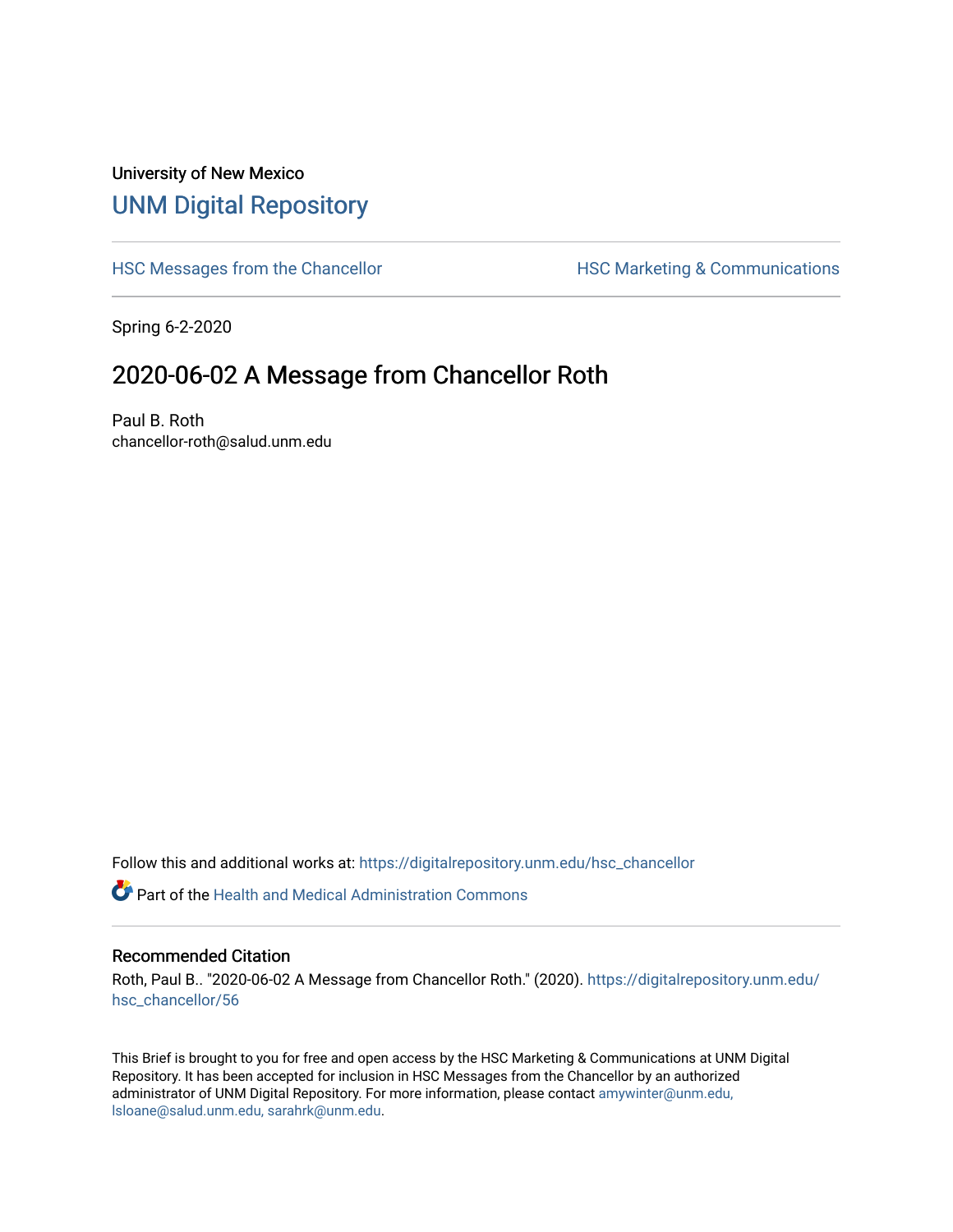University of New Mexico

# UNM Digital Repository

HSC Messages from the Chancellor

HSC Marketing & Communications

Spring 6-2-2020

## 2020-06-02 A Message from Chancellor Roth

Paul B. Roth
chancellor-roth@salud.unm.edu

Follow this and additional works at: https://digitalrepository.unm.edu/hsc_chancellor

Part of the Health and Medical Administration Commons

### Recommended Citation

Roth, Paul B.. "2020-06-02 A Message from Chancellor Roth." (2020). https://digitalrepository.unm.edu/hsc_chancellor/56

This Brief is brought to you for free and open access by the HSC Marketing & Communications at UNM Digital Repository. It has been accepted for inclusion in HSC Messages from the Chancellor by an authorized administrator of UNM Digital Repository. For more information, please contact amywinter@unm.edu, lsloane@salud.unm.edu, sarahrk@unm.edu.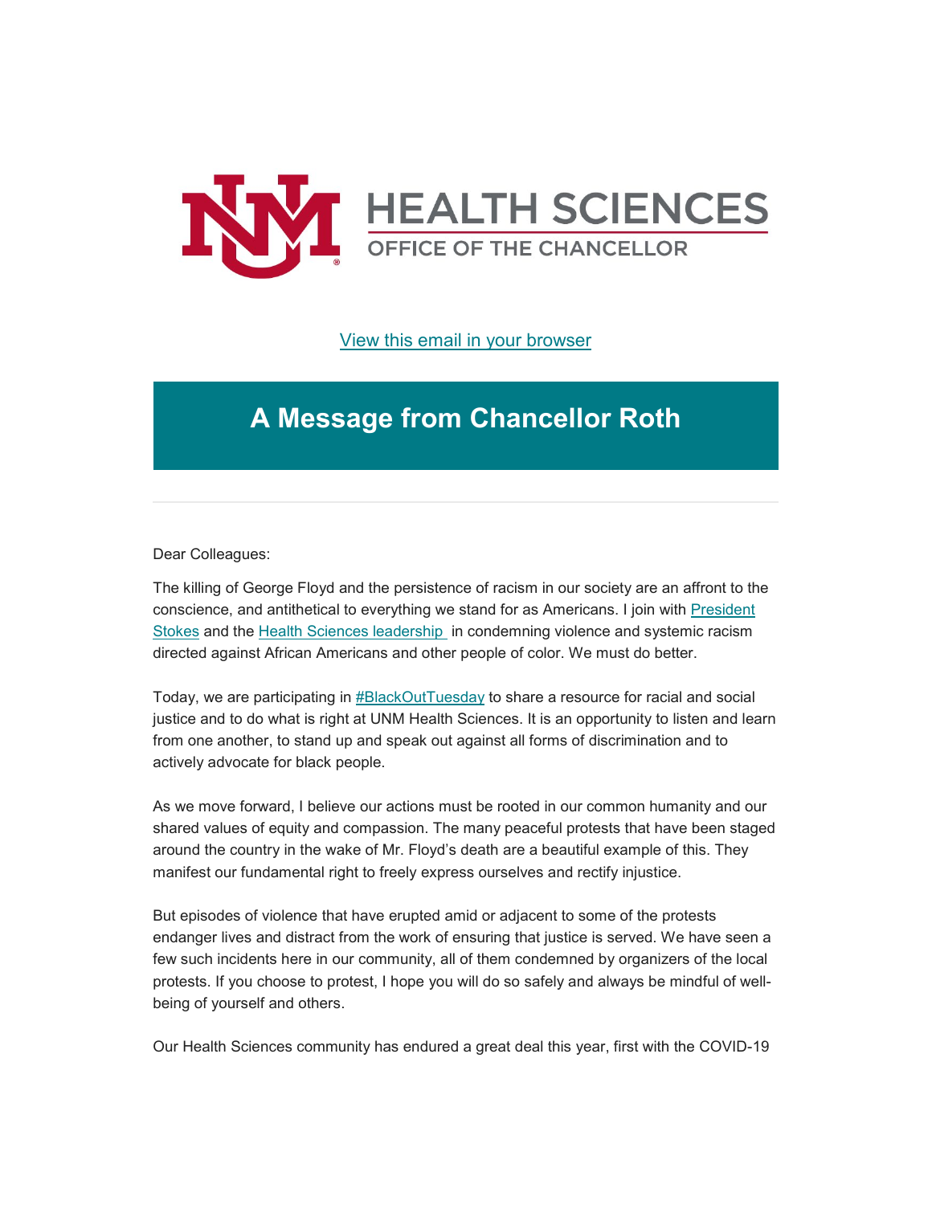# HEALTH SCIENCES

OFFICE OF THE CHANCELLOR

[View this email in your browser]

## A Message from Chancellor Roth

---

Dear Colleagues:

The killing of George Floyd and the persistence of racism in our society are an affront to the conscience, and antithetical to everything we stand for as Americans. I join with [President Stokes] and the [Health Sciences leadership] in condemning violence and systemic racism directed against African Americans and other people of color. We must do better.

Today, we are participating in [#BlackOutTuesday] to share a resource for racial and social justice and to do what is right at UNM Health Sciences. It is an opportunity to listen and learn from one another, to stand up and speak out against all forms of discrimination and to actively advocate for black people.

As we move forward, I believe our actions must be rooted in our common humanity and our shared values of equity and compassion. The many peaceful protests that have been staged around the country in the wake of Mr. Floyd's death are a beautiful example of this. They manifest our fundamental right to freely express ourselves and rectify injustice.

But episodes of violence that have erupted amid or adjacent to some of the protests endanger lives and distract from the work of ensuring that justice is served. We have seen a few such incidents here in our community, all of them condemned by organizers of the local protests. If you choose to protest, I hope you will do so safely and always be mindful of well-being of yourself and others.

Our Health Sciences community has endured a great deal this year, first with the COVID-19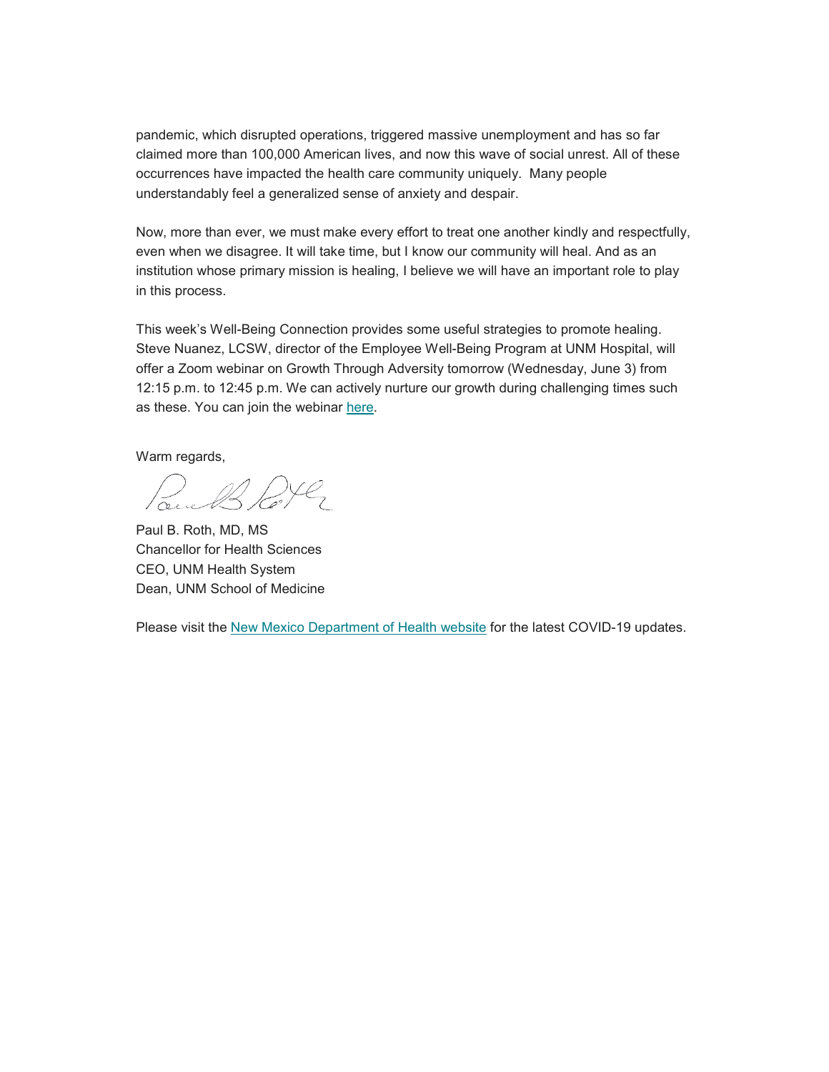pandemic, which disrupted operations, triggered massive unemployment and has so far claimed more than 100,000 American lives, and now this wave of social unrest. All of these occurrences have impacted the health care community uniquely. Many people understandably feel a generalized sense of anxiety and despair.

Now, more than ever, we must make every effort to treat one another kindly and respectfully, even when we disagree. It will take time, but I know our community will heal. And as an institution whose primary mission is healing, I believe we will have an important role to play in this process.

This week's Well-Being Connection provides some useful strategies to promote healing. Steve Nuanez, LCSW, director of the Employee Well-Being Program at UNM Hospital, will offer a Zoom webinar on Growth Through Adversity tomorrow (Wednesday, June 3) from 12:15 p.m. to 12:45 p.m. We can actively nurture our growth during challenging times such as these. You can join the webinar here.

Warm regards,

Paul B. Roth, MD, MS
Chancellor for Health Sciences
CEO, UNM Health System
Dean, UNM School of Medicine

Please visit the New Mexico Department of Health website for the latest COVID-19 updates.